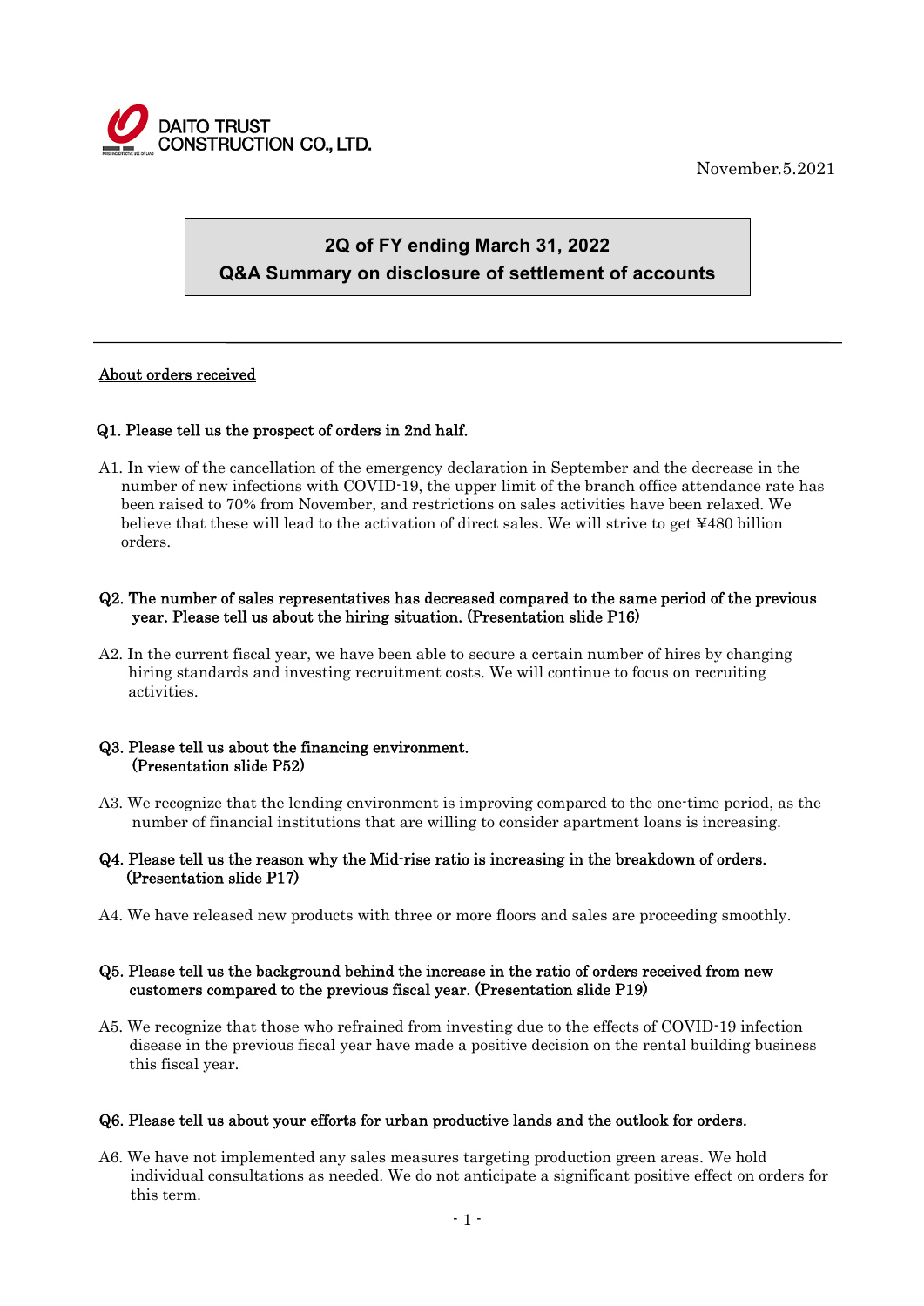DAITO TRUST CONSTRUCTION CO., LTD.

November.5.2021

# 2Q of FY ending March 31, 2022
# Q&A Summary on disclosure of settlement of accounts

---

## About orders received

**Q1. Please tell us the prospect of orders in 2nd half.**

A1. In view of the cancellation of the emergency declaration in September and the decrease in the number of new infections with COVID-19, the upper limit of the branch office attendance rate has been raised to 70% from November, and restrictions on sales activities have been relaxed. We believe that these will lead to the activation of direct sales. We will strive to get ¥480 billion orders.

**Q2. The number of sales representatives has decreased compared to the same period of the previous year. Please tell us about the hiring situation. (Presentation slide P16)**

A2. In the current fiscal year, we have been able to secure a certain number of hires by changing hiring standards and investing recruitment costs. We will continue to focus on recruiting activities.

**Q3. Please tell us about the financing environment. (Presentation slide P52)**

A3. We recognize that the lending environment is improving compared to the one-time period, as the number of financial institutions that are willing to consider apartment loans is increasing.

**Q4. Please tell us the reason why the Mid-rise ratio is increasing in the breakdown of orders. (Presentation slide P17)**

A4. We have released new products with three or more floors and sales are proceeding smoothly.

**Q5. Please tell us the background behind the increase in the ratio of orders received from new customers compared to the previous fiscal year. (Presentation slide P19)**

A5. We recognize that those who refrained from investing due to the effects of COVID-19 infection disease in the previous fiscal year have made a positive decision on the rental building business this fiscal year.

**Q6. Please tell us about your efforts for urban productive lands and the outlook for orders.**

A6. We have not implemented any sales measures targeting production green areas. We hold individual consultations as needed. We do not anticipate a significant positive effect on orders for this term.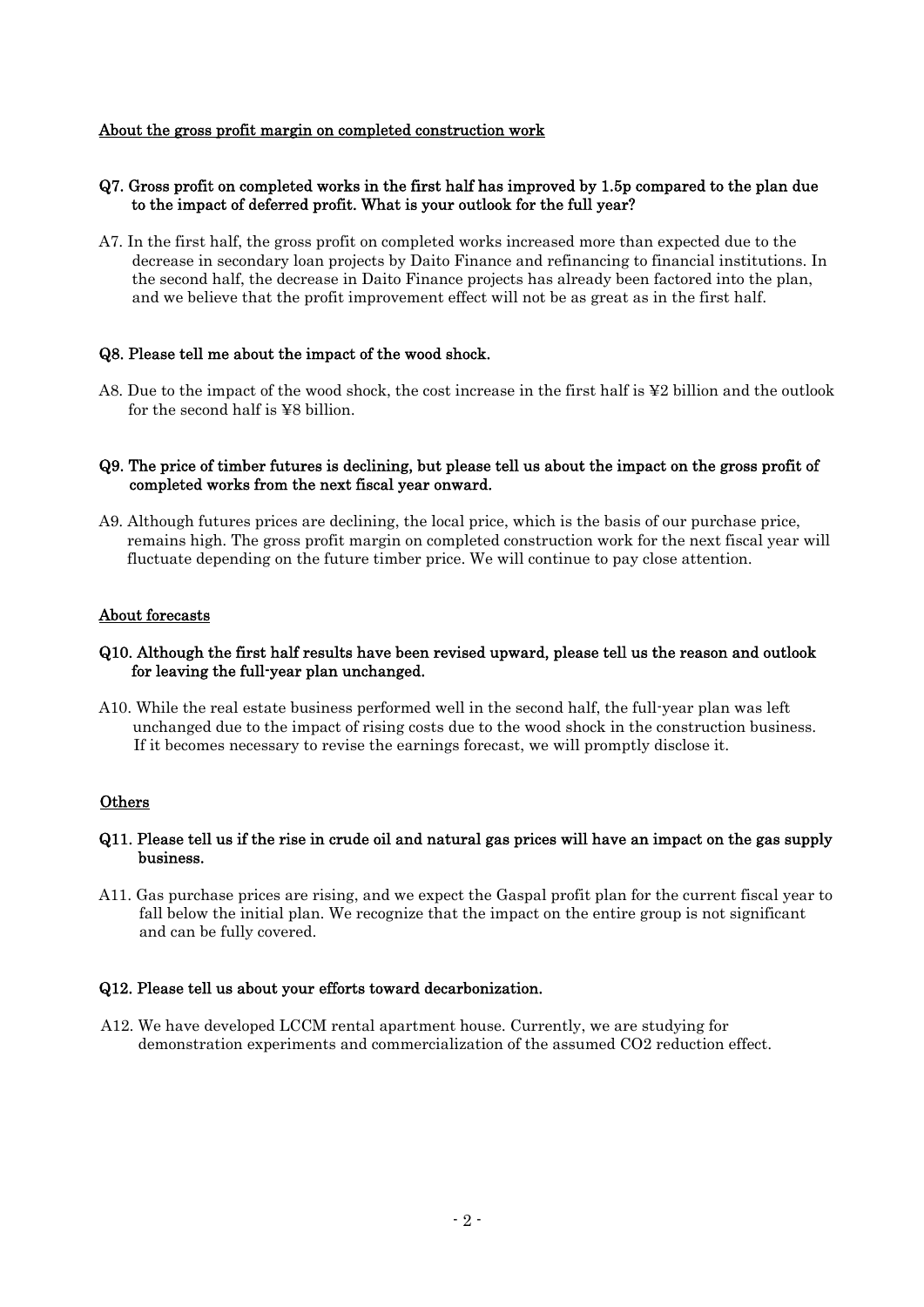## About the gross profit margin on completed construction work

### Q7. Gross profit on completed works in the first half has improved by 1.5p compared to the plan due to the impact of deferred profit. What is your outlook for the full year?

A7. In the first half, the gross profit on completed works increased more than expected due to the decrease in secondary loan projects by Daito Finance and refinancing to financial institutions. In the second half, the decrease in Daito Finance projects has already been factored into the plan, and we believe that the profit improvement effect will not be as great as in the first half.

### Q8. Please tell me about the impact of the wood shock.

A8. Due to the impact of the wood shock, the cost increase in the first half is ¥2 billion and the outlook for the second half is ¥8 billion.

### Q9. The price of timber futures is declining, but please tell us about the impact on the gross profit of completed works from the next fiscal year onward.

A9. Although futures prices are declining, the local price, which is the basis of our purchase price, remains high. The gross profit margin on completed construction work for the next fiscal year will fluctuate depending on the future timber price. We will continue to pay close attention.

## About forecasts

### Q10. Although the first half results have been revised upward, please tell us the reason and outlook for leaving the full-year plan unchanged.

A10. While the real estate business performed well in the second half, the full-year plan was left unchanged due to the impact of rising costs due to the wood shock in the construction business. If it becomes necessary to revise the earnings forecast, we will promptly disclose it.

## Others

### Q11. Please tell us if the rise in crude oil and natural gas prices will have an impact on the gas supply business.

A11. Gas purchase prices are rising, and we expect the Gaspal profit plan for the current fiscal year to fall below the initial plan. We recognize that the impact on the entire group is not significant and can be fully covered.

### Q12. Please tell us about your efforts toward decarbonization.

A12. We have developed LCCM rental apartment house. Currently, we are studying for demonstration experiments and commercialization of the assumed $CO_2$ reduction effect.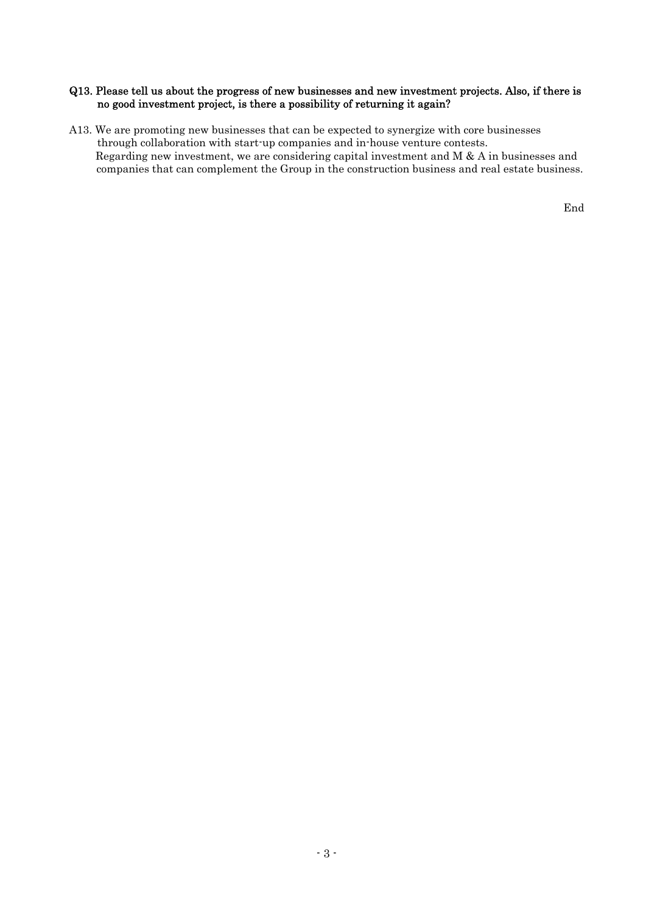**Q13. Please tell us about the progress of new businesses and new investment projects. Also, if there is no good investment project, is there a possibility of returning it again?**

A13. We are promoting new businesses that can be expected to synergize with core businesses through collaboration with start-up companies and in-house venture contests.
Regarding new investment, we are considering capital investment and M & A in businesses and companies that can complement the Group in the construction business and real estate business.

End